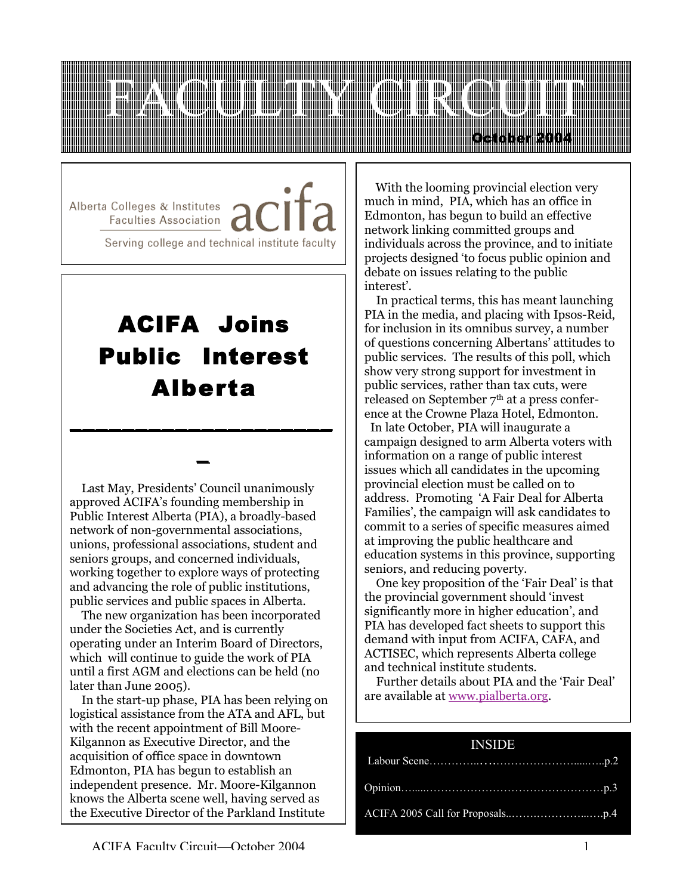# FACULTY CIRCUIT

October 2004

Alberta Colleges & Institutes Faculties Association acifa

Serving college and technical institute faculty

## ACIFA Joins Public Interest Alberta

Last May, Presidents' Council unanimously approved ACIFA's founding membership in Public Interest Alberta (PIA), a broadly-based network of non-governmental associations, unions, professional associations, student and seniors groups, and concerned individuals, working together to explore ways of protecting and advancing the role of public institutions, public services and public spaces in Alberta.

The new organization has been incorporated under the Societies Act, and is currently operating under an Interim Board of Directors, which will continue to guide the work of PIA until a first AGM and elections can be held (no later than June 2005).

In the start-up phase, PIA has been relying on logistical assistance from the ATA and AFL, but with the recent appointment of Bill Moore-Kilgannon as Executive Director, and the acquisition of office space in downtown Edmonton, PIA has begun to establish an independent presence. Mr. Moore-Kilgannon knows the Alberta scene well, having served as the Executive Director of the Parkland Institute

With the looming provincial election very much in mind, PIA, which has an office in Edmonton, has begun to build an effective network linking committed groups and individuals across the province, and to initiate projects designed 'to focus public opinion and debate on issues relating to the public interest'.

In practical terms, this has meant launching PIA in the media, and placing with Ipsos-Reid, for inclusion in its omnibus survey, a number of questions concerning Albertans' attitudes to public services. The results of this poll, which show very strong support for investment in public services, rather than tax cuts, were released on September 7th at a press conference at the Crowne Plaza Hotel, Edmonton.

In late October, PIA will inaugurate a campaign designed to arm Alberta voters with information on a range of public interest issues which all candidates in the upcoming provincial election must be called on to address. Promoting 'A Fair Deal for Alberta Families', the campaign will ask candidates to commit to a series of specific measures aimed at improving the public healthcare and education systems in this province, supporting seniors, and reducing poverty.

One key proposition of the 'Fair Deal' is that the provincial government should 'invest significantly more in higher education', and PIA has developed fact sheets to support this demand with input from ACIFA, CAFA, and ACTISEC, which represents Alberta college and technical institute students.

Further details about PIA and the 'Fair Deal' are available at www.pialberta.org.

**INSIDE**

- Labour Scene……………………………………p.2
- Opinion……………………………………………p.3
- ACIFA 2005 Call for Proposals……………………p.4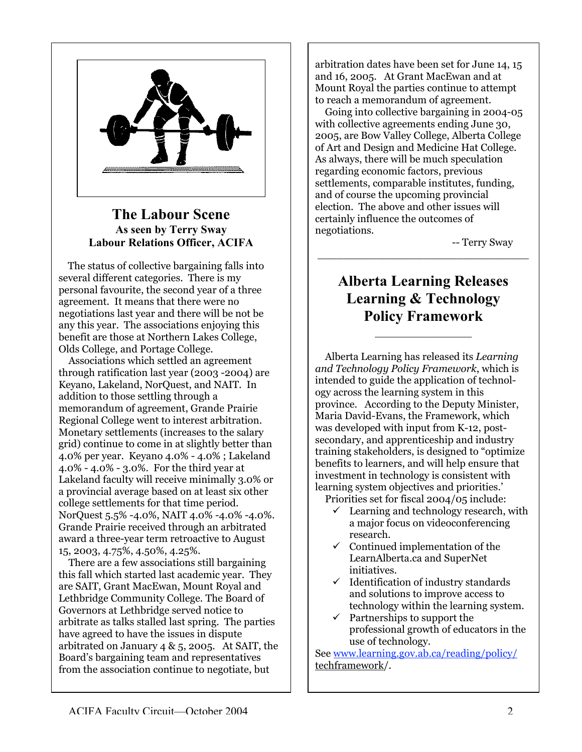## The Labour Scene

**As seen by Terry Sway**
**Labour Relations Officer, ACIFA**

The status of collective bargaining falls into several different categories. There is my personal favourite, the second year of a three agreement. It means that there were no negotiations last year and there will be not be any this year. The associations enjoying this benefit are those at Northern Lakes College, Olds College, and Portage College.

Associations which settled an agreement through ratification last year (2003 -2004) are Keyano, Lakeland, NorQuest, and NAIT. In addition to those settling through a memorandum of agreement, Grande Prairie Regional College went to interest arbitration. Monetary settlements (increases to the salary grid) continue to come in at slightly better than 4.0% per year. Keyano 4.0% - 4.0% ; Lakeland 4.0% - 4.0% - 3.0%. For the third year at Lakeland faculty will receive minimally 3.0% or a provincial average based on at least six other college settlements for that time period. NorQuest 5.5% -4.0%, NAIT 4.0% -4.0% -4.0%. Grande Prairie received through an arbitrated award a three-year term retroactive to August 15, 2003, 4.75%, 4.50%, 4.25%.

There are a few associations still bargaining this fall which started last academic year. They are SAIT, Grant MacEwan, Mount Royal and Lethbridge Community College. The Board of Governors at Lethbridge served notice to arbitrate as talks stalled last spring. The parties have agreed to have the issues in dispute arbitrated on January 4 & 5, 2005. At SAIT, the Board's bargaining team and representatives from the association continue to negotiate, but arbitration dates have been set for June 14, 15 and 16, 2005. At Grant MacEwan and at Mount Royal the parties continue to attempt to reach a memorandum of agreement.

Going into collective bargaining in 2004-05 with collective agreements ending June 30, 2005, are Bow Valley College, Alberta College of Art and Design and Medicine Hat College. As always, there will be much speculation regarding economic factors, previous settlements, comparable institutes, funding, and of course the upcoming provincial election. The above and other issues will certainly influence the outcomes of negotiations.

-- Terry Sway

---

## Alberta Learning Releases Learning & Technology Policy Framework

Alberta Learning has released its *Learning and Technology Policy Framework*, which is intended to guide the application of technology across the learning system in this province. According to the Deputy Minister, Maria David-Evans, the Framework, which was developed with input from K-12, post-secondary, and apprenticeship and industry training stakeholders, is designed to "optimize benefits to learners, and will help ensure that investment in technology is consistent with learning system objectives and priorities.'

Priorities set for fiscal 2004/05 include:

- ✓ Learning and technology research, with a major focus on videoconferencing research.
- ✓ Continued implementation of the LearnAlberta.ca and SuperNet initiatives.
- ✓ Identification of industry standards and solutions to improve access to technology within the learning system.
- ✓ Partnerships to support the professional growth of educators in the use of technology.

See www.learning.gov.ab.ca/reading/policy/techframework/.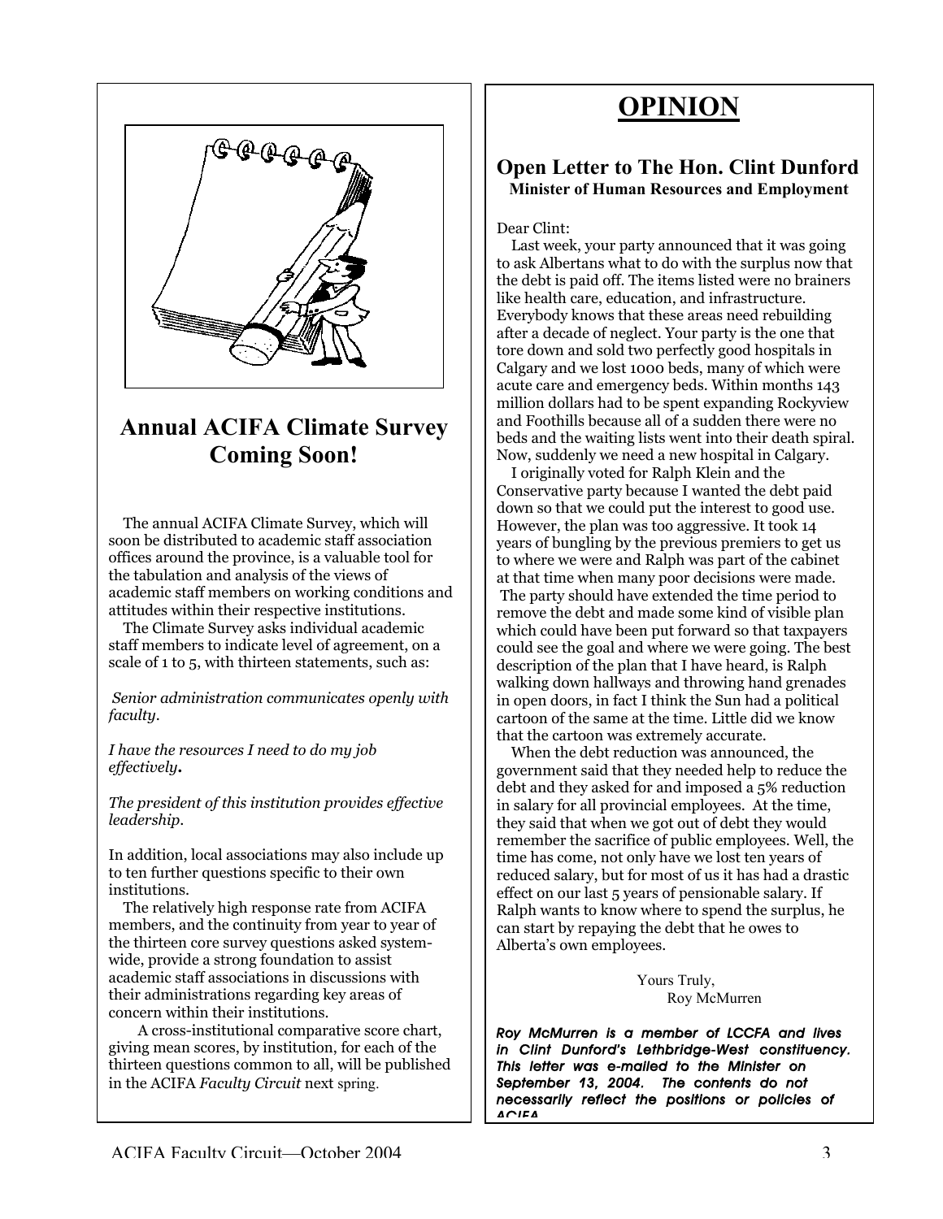## Annual ACIFA Climate Survey Coming Soon!

The annual ACIFA Climate Survey, which will soon be distributed to academic staff association offices around the province, is a valuable tool for the tabulation and analysis of the views of academic staff members on working conditions and attitudes within their respective institutions.

The Climate Survey asks individual academic staff members to indicate level of agreement, on a scale of 1 to 5, with thirteen statements, such as:

*Senior administration communicates openly with faculty.*

*I have the resources I need to do my job effectively.*

*The president of this institution provides effective leadership.*

In addition, local associations may also include up to ten further questions specific to their own institutions.

The relatively high response rate from ACIFA members, and the continuity from year to year of the thirteen core survey questions asked system-wide, provide a strong foundation to assist academic staff associations in discussions with their administrations regarding key areas of concern within their institutions.

A cross-institutional comparative score chart, giving mean scores, by institution, for each of the thirteen questions common to all, will be published in the ACIFA *Faculty Circuit* next spring.

# OPINION

## Open Letter to The Hon. Clint Dunford

**Minister of Human Resources and Employment**

Dear Clint:

Last week, your party announced that it was going to ask Albertans what to do with the surplus now that the debt is paid off. The items listed were no brainers like health care, education, and infrastructure. Everybody knows that these areas need rebuilding after a decade of neglect. Your party is the one that tore down and sold two perfectly good hospitals in Calgary and we lost 1000 beds, many of which were acute care and emergency beds. Within months 143 million dollars had to be spent expanding Rockyview and Foothills because all of a sudden there were no beds and the waiting lists went into their death spiral. Now, suddenly we need a new hospital in Calgary.

I originally voted for Ralph Klein and the Conservative party because I wanted the debt paid down so that we could put the interest to good use. However, the plan was too aggressive. It took 14 years of bungling by the previous premiers to get us to where we were and Ralph was part of the cabinet at that time when many poor decisions were made. The party should have extended the time period to remove the debt and made some kind of visible plan which could have been put forward so that taxpayers could see the goal and where we were going. The best description of the plan that I have heard, is Ralph walking down hallways and throwing hand grenades in open doors, in fact I think the Sun had a political cartoon of the same at the time. Little did we know that the cartoon was extremely accurate.

When the debt reduction was announced, the government said that they needed help to reduce the debt and they asked for and imposed a 5% reduction in salary for all provincial employees. At the time, they said that when we got out of debt they would remember the sacrifice of public employees. Well, the time has come, not only have we lost ten years of reduced salary, but for most of us it has had a drastic effect on our last 5 years of pensionable salary. If Ralph wants to know where to spend the surplus, he can start by repaying the debt that he owes to Alberta's own employees.

Yours Truly,
Roy McMurren

***Roy McMurren is a member of LCCFA and lives in Clint Dunford's Lethbridge-West constituency. This letter was e-mailed to the Minister on September 13, 2004. The contents do not necessarily reflect the positions or policies of ACIFA.***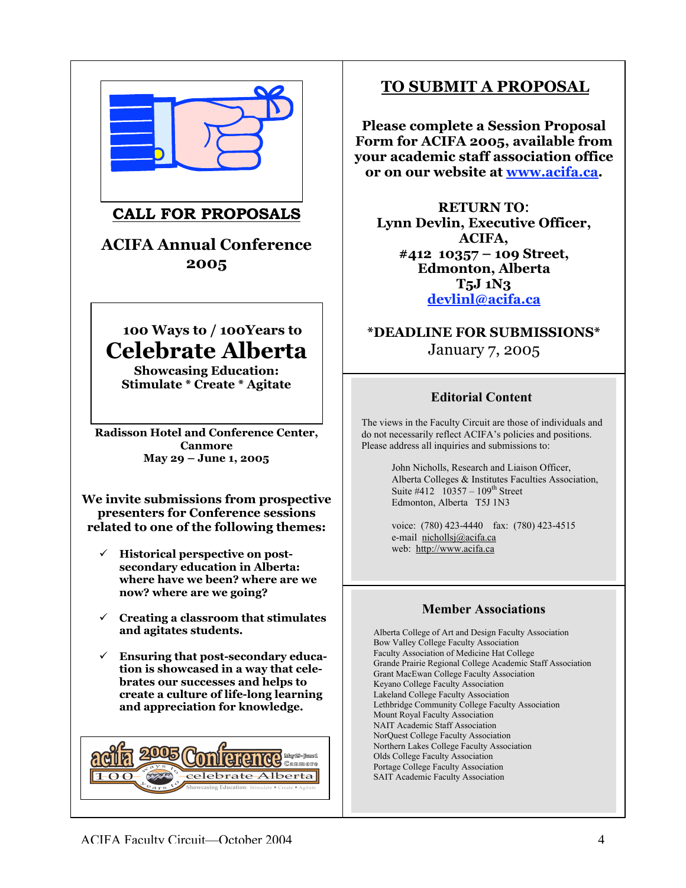## CALL FOR PROPOSALS

### ACIFA Annual Conference 2005

**100 Ways to / 100Years to**

# Celebrate Alberta

**Showcasing Education:**
**Stimulate * Create * Agitate**

**Radisson Hotel and Conference Center, Canmore**
**May 29 – June 1, 2005**

**We invite submissions from prospective presenters for Conference sessions related to one of the following themes:**

- ✓ **Historical perspective on post-secondary education in Alberta: where have we been? where are we now? where are we going?**
- ✓ **Creating a classroom that stimulates and agitates students.**
- ✓ **Ensuring that post-secondary education is showcased in a way that celebrates our successes and helps to create a culture of life-long learning and appreciation for knowledge.**

acifa 2005 Conference May 29–June 1 Canmore
100 ways to / years to celebrate Alberta
Showcasing Education: Stimulate • Create • Agitate

## TO SUBMIT A PROPOSAL

**Please complete a Session Proposal Form for ACIFA 2005, available from your academic staff association office or on our website at [www.acifa.ca](http://www.acifa.ca).**

**RETURN TO:**
**Lynn Devlin, Executive Officer, ACIFA,**
**#412 10357 – 109 Street,**
**Edmonton, Alberta**
**T5J 1N3**
**[devlinl@acifa.ca](mailto:devlinl@acifa.ca)**

**\*DEADLINE FOR SUBMISSIONS\***
January 7, 2005

### Editorial Content

The views in the Faculty Circuit are those of individuals and do not necessarily reflect ACIFA's policies and positions. Please address all inquiries and submissions to:

John Nicholls, Research and Liaison Officer,
Alberta Colleges & Institutes Faculties Association,
Suite #412 10357 – 109th Street
Edmonton, Alberta T5J 1N3

voice: (780) 423-4440 fax: (780) 423-4515
e-mail [nichollsj@acifa.ca](mailto:nichollsj@acifa.ca)
web: [http://www.acifa.ca](http://www.acifa.ca)

### Member Associations

Alberta College of Art and Design Faculty Association
Bow Valley College Faculty Association
Faculty Association of Medicine Hat College
Grande Prairie Regional College Academic Staff Association
Grant MacEwan College Faculty Association
Keyano College Faculty Association
Lakeland College Faculty Association
Lethbridge Community College Faculty Association
Mount Royal Faculty Association
NAIT Academic Staff Association
NorQuest College Faculty Association
Northern Lakes College Faculty Association
Olds College Faculty Association
Portage College Faculty Association
SAIT Academic Faculty Association